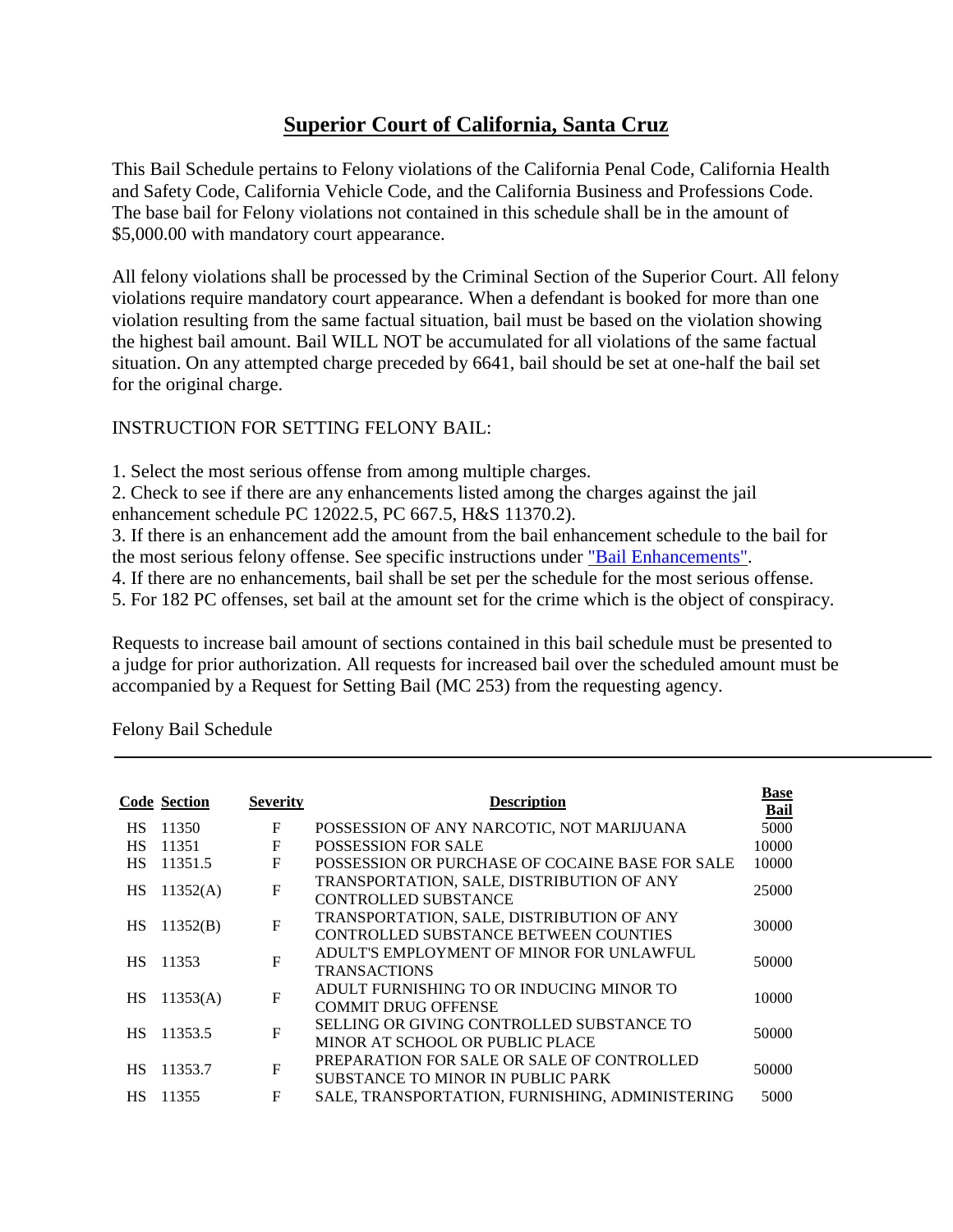# Superior Court of California, Santa Cruz

This Bail Schedule pertains to Felony violations of the California Penal Code, California Health and Safety Code, California Vehicle Code, and the California Business and Professions Code. The base bail for Felony violations not contained in this schedule shall be in the amount of $5,000.00 with mandatory court appearance.

All felony violations shall be processed by the Criminal Section of the Superior Court. All felony violations require mandatory court appearance. When a defendant is booked for more than one violation resulting from the same factual situation, bail must be based on the violation showing the highest bail amount. Bail WILL NOT be accumulated for all violations of the same factual situation. On any attempted charge preceded by 6641, bail should be set at one-half the bail set for the original charge.

INSTRUCTION FOR SETTING FELONY BAIL:

1. Select the most serious offense from among multiple charges.
2. Check to see if there are any enhancements listed among the charges against the jail enhancement schedule PC 12022.5, PC 667.5, H&S 11370.2).
3. If there is an enhancement add the amount from the bail enhancement schedule to the bail for the most serious felony offense. See specific instructions under "Bail Enhancements".
4. If there are no enhancements, bail shall be set per the schedule for the most serious offense.
5. For 182 PC offenses, set bail at the amount set for the crime which is the object of conspiracy.

Requests to increase bail amount of sections contained in this bail schedule must be presented to a judge for prior authorization. All requests for increased bail over the scheduled amount must be accompanied by a Request for Setting Bail (MC 253) from the requesting agency.

Felony Bail Schedule

| Code | Section | Severity | Description | Base Bail |
|---|---|---|---|---|
| HS | 11350 | F | POSSESSION OF ANY NARCOTIC, NOT MARIJUANA | 5000 |
| HS | 11351 | F | POSSESSION FOR SALE | 10000 |
| HS | 11351.5 | F | POSSESSION OR PURCHASE OF COCAINE BASE FOR SALE | 10000 |
| HS | 11352(A) | F | TRANSPORTATION, SALE, DISTRIBUTION OF ANY CONTROLLED SUBSTANCE | 25000 |
| HS | 11352(B) | F | TRANSPORTATION, SALE, DISTRIBUTION OF ANY CONTROLLED SUBSTANCE BETWEEN COUNTIES | 30000 |
| HS | 11353 | F | ADULT'S EMPLOYMENT OF MINOR FOR UNLAWFUL TRANSACTIONS | 50000 |
| HS | 11353(A) | F | ADULT FURNISHING TO OR INDUCING MINOR TO COMMIT DRUG OFFENSE | 10000 |
| HS | 11353.5 | F | SELLING OR GIVING CONTROLLED SUBSTANCE TO MINOR AT SCHOOL OR PUBLIC PLACE | 50000 |
| HS | 11353.7 | F | PREPARATION FOR SALE OR SALE OF CONTROLLED SUBSTANCE TO MINOR IN PUBLIC PARK | 50000 |
| HS | 11355 | F | SALE, TRANSPORTATION, FURNISHING, ADMINISTERING | 5000 |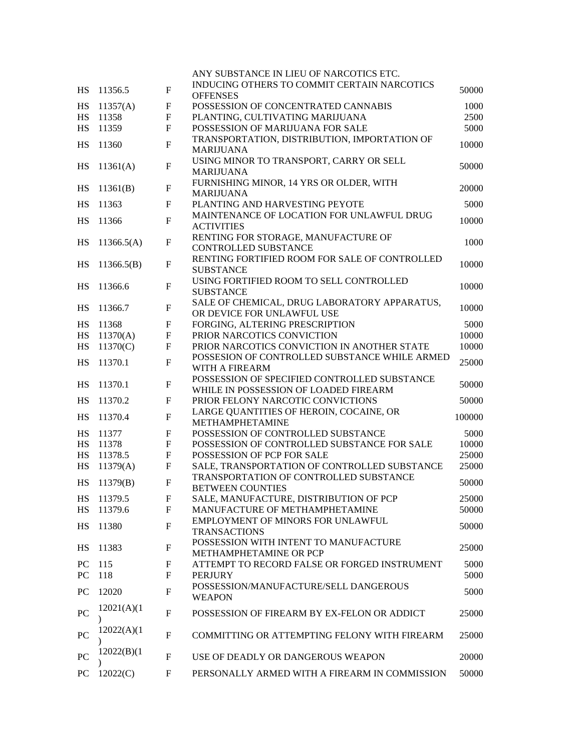| | | | | |
|---|---|---|---|---|
| | | | ANY SUBSTANCE IN LIEU OF NARCOTICS ETC. | |
| HS | 11356.5 | F | INDUCING OTHERS TO COMMIT CERTAIN NARCOTICS OFFENSES | 50000 |
| HS | 11357(A) | F | POSSESSION OF CONCENTRATED CANNABIS | 1000 |
| HS | 11358 | F | PLANTING, CULTIVATING MARIJUANA | 2500 |
| HS | 11359 | F | POSSESSION OF MARIJUANA FOR SALE | 5000 |
| HS | 11360 | F | TRANSPORTATION, DISTRIBUTION, IMPORTATION OF MARIJUANA | 10000 |
| HS | 11361(A) | F | USING MINOR TO TRANSPORT, CARRY OR SELL MARIJUANA | 50000 |
| HS | 11361(B) | F | FURNISHING MINOR, 14 YRS OR OLDER, WITH MARIJUANA | 20000 |
| HS | 11363 | F | PLANTING AND HARVESTING PEYOTE | 5000 |
| HS | 11366 | F | MAINTENANCE OF LOCATION FOR UNLAWFUL DRUG ACTIVITIES | 10000 |
| HS | 11366.5(A) | F | RENTING FOR STORAGE, MANUFACTURE OF CONTROLLED SUBSTANCE | 1000 |
| HS | 11366.5(B) | F | RENTING FORTIFIED ROOM FOR SALE OF CONTROLLED SUBSTANCE | 10000 |
| HS | 11366.6 | F | USING FORTIFIED ROOM TO SELL CONTROLLED SUBSTANCE | 10000 |
| HS | 11366.7 | F | SALE OF CHEMICAL, DRUG LABORATORY APPARATUS, OR DEVICE FOR UNLAWFUL USE | 10000 |
| HS | 11368 | F | FORGING, ALTERING PRESCRIPTION | 5000 |
| HS | 11370(A) | F | PRIOR NARCOTICS CONVICTION | 10000 |
| HS | 11370(C) | F | PRIOR NARCOTICS CONVICTION IN ANOTHER STATE | 10000 |
| HS | 11370.1 | F | POSSESION OF CONTROLLED SUBSTANCE WHILE ARMED WITH A FIREARM | 25000 |
| HS | 11370.1 | F | POSSESSION OF SPECIFIED CONTROLLED SUBSTANCE WHILE IN POSSESSION OF LOADED FIREARM | 50000 |
| HS | 11370.2 | F | PRIOR FELONY NARCOTIC CONVICTIONS | 50000 |
| HS | 11370.4 | F | LARGE QUANTITIES OF HEROIN, COCAINE, OR METHAMPHETAMINE | 100000 |
| HS | 11377 | F | POSSESSION OF CONTROLLED SUBSTANCE | 5000 |
| HS | 11378 | F | POSSESSION OF CONTROLLED SUBSTANCE FOR SALE | 10000 |
| HS | 11378.5 | F | POSSESSION OF PCP FOR SALE | 25000 |
| HS | 11379(A) | F | SALE, TRANSPORTATION OF CONTROLLED SUBSTANCE | 25000 |
| HS | 11379(B) | F | TRANSPORTATION OF CONTROLLED SUBSTANCE BETWEEN COUNTIES | 50000 |
| HS | 11379.5 | F | SALE, MANUFACTURE, DISTRIBUTION OF PCP | 25000 |
| HS | 11379.6 | F | MANUFACTURE OF METHAMPHETAMINE | 50000 |
| HS | 11380 | F | EMPLOYMENT OF MINORS FOR UNLAWFUL TRANSACTIONS | 50000 |
| HS | 11383 | F | POSSESSION WITH INTENT TO MANUFACTURE METHAMPHETAMINE OR PCP | 25000 |
| PC | 115 | F | ATTEMPT TO RECORD FALSE OR FORGED INSTRUMENT | 5000 |
| PC | 118 | F | PERJURY | 5000 |
| PC | 12020 | F | POSSESSION/MANUFACTURE/SELL DANGEROUS WEAPON | 5000 |
| PC | 12021(A)(1) | F | POSSESSION OF FIREARM BY EX-FELON OR ADDICT | 25000 |
| PC | 12022(A)(1) | F | COMMITTING OR ATTEMPTING FELONY WITH FIREARM | 25000 |
| PC | 12022(B)(1) | F | USE OF DEADLY OR DANGEROUS WEAPON | 20000 |
| PC | 12022(C) | F | PERSONALLY ARMED WITH A FIREARM IN COMMISSION | 50000 |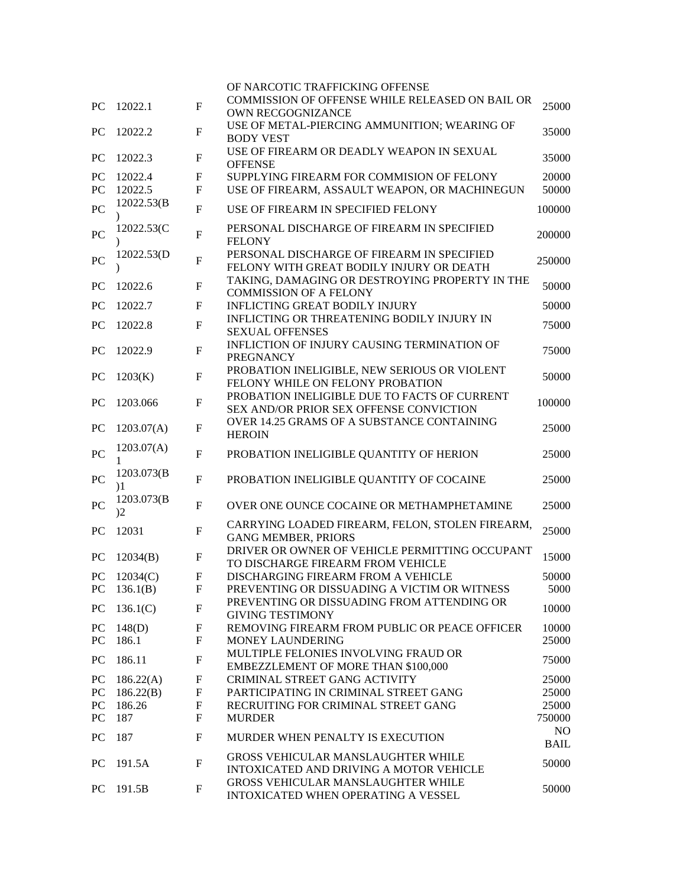| | | | OF NARCOTIC TRAFFICKING OFFENSE | |
|---|---|---|---|---|
| PC | 12022.1 | F | COMMISSION OF OFFENSE WHILE RELEASED ON BAIL OR OWN RECGOGNIZANCE | 25000 |
| PC | 12022.2 | F | USE OF METAL-PIERCING AMMUNITION; WEARING OF BODY VEST | 35000 |
| PC | 12022.3 | F | USE OF FIREARM OR DEADLY WEAPON IN SEXUAL OFFENSE | 35000 |
| PC | 12022.4 | F | SUPPLYING FIREARM FOR COMMISION OF FELONY | 20000 |
| PC | 12022.5 | F | USE OF FIREARM, ASSAULT WEAPON, OR MACHINEGUN | 50000 |
| PC | 12022.53(B) | F | USE OF FIREARM IN SPECIFIED FELONY | 100000 |
| PC | 12022.53(C) | F | PERSONAL DISCHARGE OF FIREARM IN SPECIFIED FELONY | 200000 |
| PC | 12022.53(D) | F | PERSONAL DISCHARGE OF FIREARM IN SPECIFIED FELONY WITH GREAT BODILY INJURY OR DEATH | 250000 |
| PC | 12022.6 | F | TAKING, DAMAGING OR DESTROYING PROPERTY IN THE COMMISSION OF A FELONY | 50000 |
| PC | 12022.7 | F | INFLICTING GREAT BODILY INJURY | 50000 |
| PC | 12022.8 | F | INFLICTING OR THREATENING BODILY INJURY IN SEXUAL OFFENSES | 75000 |
| PC | 12022.9 | F | INFLICTION OF INJURY CAUSING TERMINATION OF PREGNANCY | 75000 |
| PC | 1203(K) | F | PROBATION INELIGIBLE, NEW SERIOUS OR VIOLENT FELONY WHILE ON FELONY PROBATION | 50000 |
| PC | 1203.066 | F | PROBATION INELIGIBLE DUE TO FACTS OF CURRENT SEX AND/OR PRIOR SEX OFFENSE CONVICTION | 100000 |
| PC | 1203.07(A) | F | OVER 14.25 GRAMS OF A SUBSTANCE CONTAINING HEROIN | 25000 |
| PC | 1203.07(A)1 | F | PROBATION INELIGIBLE QUANTITY OF HERION | 25000 |
| PC | 1203.073(B)1 | F | PROBATION INELIGIBLE QUANTITY OF COCAINE | 25000 |
| PC | 1203.073(B)2 | F | OVER ONE OUNCE COCAINE OR METHAMPHETAMINE | 25000 |
| PC | 12031 | F | CARRYING LOADED FIREARM, FELON, STOLEN FIREARM, GANG MEMBER, PRIORS | 25000 |
| PC | 12034(B) | F | DRIVER OR OWNER OF VEHICLE PERMITTING OCCUPANT TO DISCHARGE FIREARM FROM VEHICLE | 15000 |
| PC | 12034(C) | F | DISCHARGING FIREARM FROM A VEHICLE | 50000 |
| PC | 136.1(B) | F | PREVENTING OR DISSUADING A VICTIM OR WITNESS | 5000 |
| PC | 136.1(C) | F | PREVENTING OR DISSUADING FROM ATTENDING OR GIVING TESTIMONY | 10000 |
| PC | 148(D) | F | REMOVING FIREARM FROM PUBLIC OR PEACE OFFICER | 10000 |
| PC | 186.1 | F | MONEY LAUNDERING | 25000 |
| PC | 186.11 | F | MULTIPLE FELONIES INVOLVING FRAUD OR EMBEZZLEMENT OF MORE THAN $100,000 | 75000 |
| PC | 186.22(A) | F | CRIMINAL STREET GANG ACTIVITY | 25000 |
| PC | 186.22(B) | F | PARTICIPATING IN CRIMINAL STREET GANG | 25000 |
| PC | 186.26 | F | RECRUITING FOR CRIMINAL STREET GANG | 25000 |
| PC | 187 | F | MURDER | 750000 |
| PC | 187 | F | MURDER WHEN PENALTY IS EXECUTION | NO BAIL |
| PC | 191.5A | F | GROSS VEHICULAR MANSLAUGHTER WHILE INTOXICATED AND DRIVING A MOTOR VEHICLE | 50000 |
| PC | 191.5B | F | GROSS VEHICULAR MANSLAUGHTER WHILE INTOXICATED WHEN OPERATING A VESSEL | 50000 |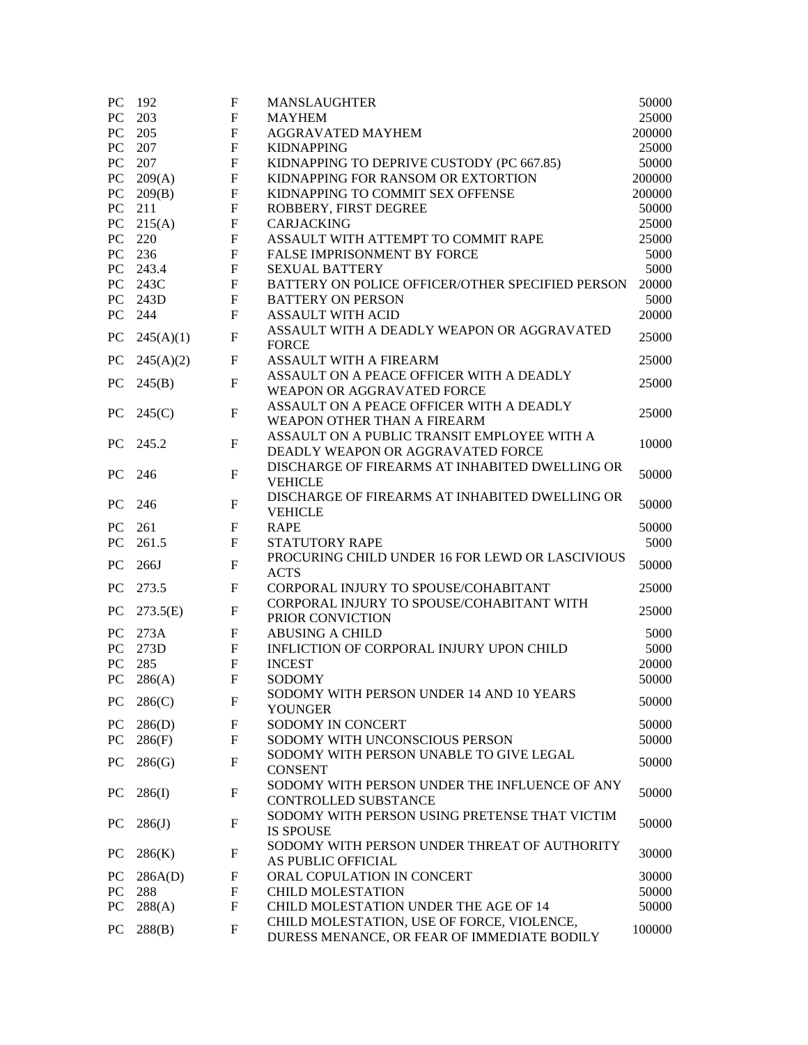| PC | 192 | F | MANSLAUGHTER | 50000 |
|---|---|---|---|---|
| PC | 203 | F | MAYHEM | 25000 |
| PC | 205 | F | AGGRAVATED MAYHEM | 200000 |
| PC | 207 | F | KIDNAPPING | 25000 |
| PC | 207 | F | KIDNAPPING TO DEPRIVE CUSTODY (PC 667.85) | 50000 |
| PC | 209(A) | F | KIDNAPPING FOR RANSOM OR EXTORTION | 200000 |
| PC | 209(B) | F | KIDNAPPING TO COMMIT SEX OFFENSE | 200000 |
| PC | 211 | F | ROBBERY, FIRST DEGREE | 50000 |
| PC | 215(A) | F | CARJACKING | 25000 |
| PC | 220 | F | ASSAULT WITH ATTEMPT TO COMMIT RAPE | 25000 |
| PC | 236 | F | FALSE IMPRISONMENT BY FORCE | 5000 |
| PC | 243.4 | F | SEXUAL BATTERY | 5000 |
| PC | 243C | F | BATTERY ON POLICE OFFICER/OTHER SPECIFIED PERSON | 20000 |
| PC | 243D | F | BATTERY ON PERSON | 5000 |
| PC | 244 | F | ASSAULT WITH ACID | 20000 |
| PC | 245(A)(1) | F | ASSAULT WITH A DEADLY WEAPON OR AGGRAVATED FORCE | 25000 |
| PC | 245(A)(2) | F | ASSAULT WITH A FIREARM | 25000 |
| PC | 245(B) | F | ASSAULT ON A PEACE OFFICER WITH A DEADLY WEAPON OR AGGRAVATED FORCE | 25000 |
| PC | 245(C) | F | ASSAULT ON A PEACE OFFICER WITH A DEADLY WEAPON OTHER THAN A FIREARM | 25000 |
| PC | 245.2 | F | ASSAULT ON A PUBLIC TRANSIT EMPLOYEE WITH A DEADLY WEAPON OR AGGRAVATED FORCE | 10000 |
| PC | 246 | F | DISCHARGE OF FIREARMS AT INHABITED DWELLING OR VEHICLE | 50000 |
| PC | 246 | F | DISCHARGE OF FIREARMS AT INHABITED DWELLING OR VEHICLE | 50000 |
| PC | 261 | F | RAPE | 50000 |
| PC | 261.5 | F | STATUTORY RAPE | 5000 |
| PC | 266J | F | PROCURING CHILD UNDER 16 FOR LEWD OR LASCIVIOUS ACTS | 50000 |
| PC | 273.5 | F | CORPORAL INJURY TO SPOUSE/COHABITANT | 25000 |
| PC | 273.5(E) | F | CORPORAL INJURY TO SPOUSE/COHABITANT WITH PRIOR CONVICTION | 25000 |
| PC | 273A | F | ABUSING A CHILD | 5000 |
| PC | 273D | F | INFLICTION OF CORPORAL INJURY UPON CHILD | 5000 |
| PC | 285 | F | INCEST | 20000 |
| PC | 286(A) | F | SODOMY | 50000 |
| PC | 286(C) | F | SODOMY WITH PERSON UNDER 14 AND 10 YEARS YOUNGER | 50000 |
| PC | 286(D) | F | SODOMY IN CONCERT | 50000 |
| PC | 286(F) | F | SODOMY WITH UNCONSCIOUS PERSON | 50000 |
| PC | 286(G) | F | SODOMY WITH PERSON UNABLE TO GIVE LEGAL CONSENT | 50000 |
| PC | 286(I) | F | SODOMY WITH PERSON UNDER THE INFLUENCE OF ANY CONTROLLED SUBSTANCE | 50000 |
| PC | 286(J) | F | SODOMY WITH PERSON USING PRETENSE THAT VICTIM IS SPOUSE | 50000 |
| PC | 286(K) | F | SODOMY WITH PERSON UNDER THREAT OF AUTHORITY AS PUBLIC OFFICIAL | 30000 |
| PC | 286A(D) | F | ORAL COPULATION IN CONCERT | 30000 |
| PC | 288 | F | CHILD MOLESTATION | 50000 |
| PC | 288(A) | F | CHILD MOLESTATION UNDER THE AGE OF 14 | 50000 |
| PC | 288(B) | F | CHILD MOLESTATION, USE OF FORCE, VIOLENCE, DURESS MENANCE, OR FEAR OF IMMEDIATE BODILY | 100000 |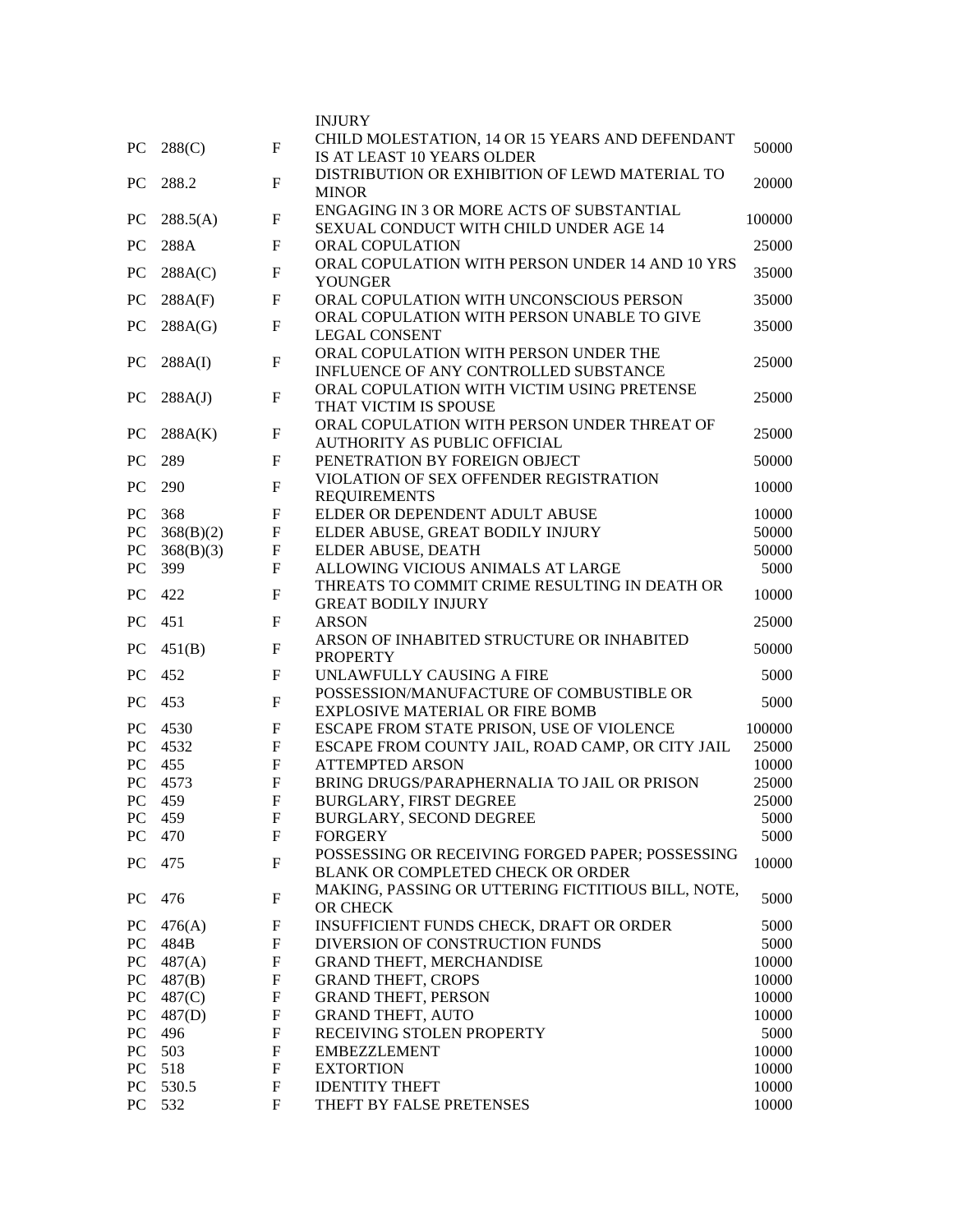| | | | | |
|---|---|---|---|---|
| | | | INJURY | |
| PC | 288(C) | F | CHILD MOLESTATION, 14 OR 15 YEARS AND DEFENDANT IS AT LEAST 10 YEARS OLDER | 50000 |
| PC | 288.2 | F | DISTRIBUTION OR EXHIBITION OF LEWD MATERIAL TO MINOR | 20000 |
| PC | 288.5(A) | F | ENGAGING IN 3 OR MORE ACTS OF SUBSTANTIAL SEXUAL CONDUCT WITH CHILD UNDER AGE 14 | 100000 |
| PC | 288A | F | ORAL COPULATION | 25000 |
| PC | 288A(C) | F | ORAL COPULATION WITH PERSON UNDER 14 AND 10 YRS YOUNGER | 35000 |
| PC | 288A(F) | F | ORAL COPULATION WITH UNCONSCIOUS PERSON | 35000 |
| PC | 288A(G) | F | ORAL COPULATION WITH PERSON UNABLE TO GIVE LEGAL CONSENT | 35000 |
| PC | 288A(I) | F | ORAL COPULATION WITH PERSON UNDER THE INFLUENCE OF ANY CONTROLLED SUBSTANCE | 25000 |
| PC | 288A(J) | F | ORAL COPULATION WITH VICTIM USING PRETENSE THAT VICTIM IS SPOUSE | 25000 |
| PC | 288A(K) | F | ORAL COPULATION WITH PERSON UNDER THREAT OF AUTHORITY AS PUBLIC OFFICIAL | 25000 |
| PC | 289 | F | PENETRATION BY FOREIGN OBJECT | 50000 |
| PC | 290 | F | VIOLATION OF SEX OFFENDER REGISTRATION REQUIREMENTS | 10000 |
| PC | 368 | F | ELDER OR DEPENDENT ADULT ABUSE | 10000 |
| PC | 368(B)(2) | F | ELDER ABUSE, GREAT BODILY INJURY | 50000 |
| PC | 368(B)(3) | F | ELDER ABUSE, DEATH | 50000 |
| PC | 399 | F | ALLOWING VICIOUS ANIMALS AT LARGE | 5000 |
| PC | 422 | F | THREATS TO COMMIT CRIME RESULTING IN DEATH OR GREAT BODILY INJURY | 10000 |
| PC | 451 | F | ARSON | 25000 |
| PC | 451(B) | F | ARSON OF INHABITED STRUCTURE OR INHABITED PROPERTY | 50000 |
| PC | 452 | F | UNLAWFULLY CAUSING A FIRE | 5000 |
| PC | 453 | F | POSSESSION/MANUFACTURE OF COMBUSTIBLE OR EXPLOSIVE MATERIAL OR FIRE BOMB | 5000 |
| PC | 4530 | F | ESCAPE FROM STATE PRISON, USE OF VIOLENCE | 100000 |
| PC | 4532 | F | ESCAPE FROM COUNTY JAIL, ROAD CAMP, OR CITY JAIL | 25000 |
| PC | 455 | F | ATTEMPTED ARSON | 10000 |
| PC | 4573 | F | BRING DRUGS/PARAPHERNALIA TO JAIL OR PRISON | 25000 |
| PC | 459 | F | BURGLARY, FIRST DEGREE | 25000 |
| PC | 459 | F | BURGLARY, SECOND DEGREE | 5000 |
| PC | 470 | F | FORGERY | 5000 |
| PC | 475 | F | POSSESSING OR RECEIVING FORGED PAPER; POSSESSING BLANK OR COMPLETED CHECK OR ORDER | 10000 |
| PC | 476 | F | MAKING, PASSING OR UTTERING FICTITIOUS BILL, NOTE, OR CHECK | 5000 |
| PC | 476(A) | F | INSUFFICIENT FUNDS CHECK, DRAFT OR ORDER | 5000 |
| PC | 484B | F | DIVERSION OF CONSTRUCTION FUNDS | 5000 |
| PC | 487(A) | F | GRAND THEFT, MERCHANDISE | 10000 |
| PC | 487(B) | F | GRAND THEFT, CROPS | 10000 |
| PC | 487(C) | F | GRAND THEFT, PERSON | 10000 |
| PC | 487(D) | F | GRAND THEFT, AUTO | 10000 |
| PC | 496 | F | RECEIVING STOLEN PROPERTY | 5000 |
| PC | 503 | F | EMBEZZLEMENT | 10000 |
| PC | 518 | F | EXTORTION | 10000 |
| PC | 530.5 | F | IDENTITY THEFT | 10000 |
| PC | 532 | F | THEFT BY FALSE PRETENSES | 10000 |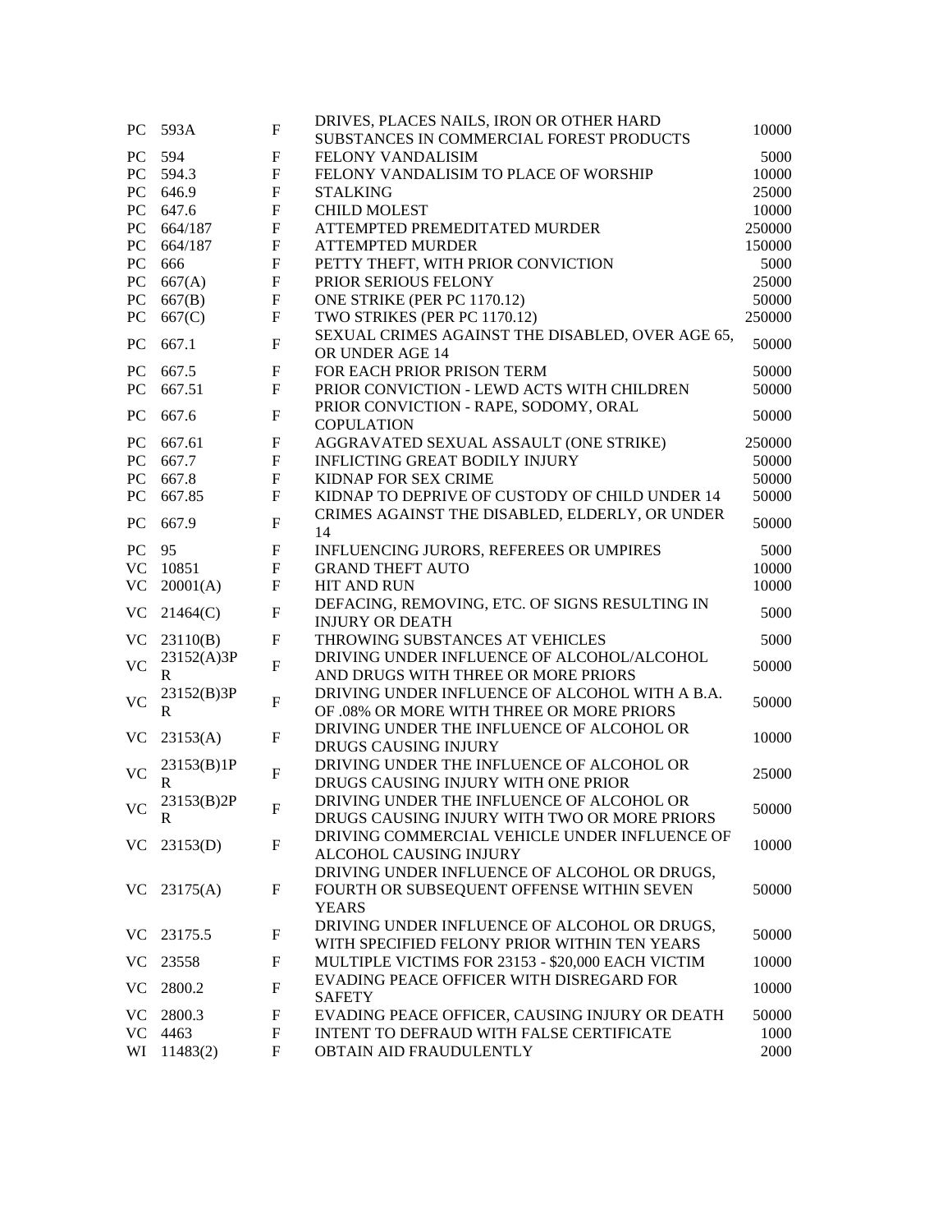| | | | | |
|---|---|---|---|---|
| PC | 593A | F | DRIVES, PLACES NAILS, IRON OR OTHER HARD SUBSTANCES IN COMMERCIAL FOREST PRODUCTS | 10000 |
| PC | 594 | F | FELONY VANDALISIM | 5000 |
| PC | 594.3 | F | FELONY VANDALISIM TO PLACE OF WORSHIP | 10000 |
| PC | 646.9 | F | STALKING | 25000 |
| PC | 647.6 | F | CHILD MOLEST | 10000 |
| PC | 664/187 | F | ATTEMPTED PREMEDITATED MURDER | 250000 |
| PC | 664/187 | F | ATTEMPTED MURDER | 150000 |
| PC | 666 | F | PETTY THEFT, WITH PRIOR CONVICTION | 5000 |
| PC | 667(A) | F | PRIOR SERIOUS FELONY | 25000 |
| PC | 667(B) | F | ONE STRIKE (PER PC 1170.12) | 50000 |
| PC | 667(C) | F | TWO STRIKES (PER PC 1170.12) | 250000 |
| PC | 667.1 | F | SEXUAL CRIMES AGAINST THE DISABLED, OVER AGE 65, OR UNDER AGE 14 | 50000 |
| PC | 667.5 | F | FOR EACH PRIOR PRISON TERM | 50000 |
| PC | 667.51 | F | PRIOR CONVICTION - LEWD ACTS WITH CHILDREN | 50000 |
| PC | 667.6 | F | PRIOR CONVICTION - RAPE, SODOMY, ORAL COPULATION | 50000 |
| PC | 667.61 | F | AGGRAVATED SEXUAL ASSAULT (ONE STRIKE) | 250000 |
| PC | 667.7 | F | INFLICTING GREAT BODILY INJURY | 50000 |
| PC | 667.8 | F | KIDNAP FOR SEX CRIME | 50000 |
| PC | 667.85 | F | KIDNAP TO DEPRIVE OF CUSTODY OF CHILD UNDER 14 | 50000 |
| PC | 667.9 | F | CRIMES AGAINST THE DISABLED, ELDERLY, OR UNDER 14 | 50000 |
| PC | 95 | F | INFLUENCING JURORS, REFEREES OR UMPIRES | 5000 |
| VC | 10851 | F | GRAND THEFT AUTO | 10000 |
| VC | 20001(A) | F | HIT AND RUN | 10000 |
| VC | 21464(C) | F | DEFACING, REMOVING, ETC. OF SIGNS RESULTING IN INJURY OR DEATH | 5000 |
| VC | 23110(B) | F | THROWING SUBSTANCES AT VEHICLES | 5000 |
| VC | 23152(A)3PR | F | DRIVING UNDER INFLUENCE OF ALCOHOL/ALCOHOL AND DRUGS WITH THREE OR MORE PRIORS | 50000 |
| VC | 23152(B)3PR | F | DRIVING UNDER INFLUENCE OF ALCOHOL WITH A B.A. OF .08% OR MORE WITH THREE OR MORE PRIORS | 50000 |
| VC | 23153(A) | F | DRIVING UNDER THE INFLUENCE OF ALCOHOL OR DRUGS CAUSING INJURY | 10000 |
| VC | 23153(B)1PR | F | DRIVING UNDER THE INFLUENCE OF ALCOHOL OR DRUGS CAUSING INJURY WITH ONE PRIOR | 25000 |
| VC | 23153(B)2PR | F | DRIVING UNDER THE INFLUENCE OF ALCOHOL OR DRUGS CAUSING INJURY WITH TWO OR MORE PRIORS | 50000 |
| VC | 23153(D) | F | DRIVING COMMERCIAL VEHICLE UNDER INFLUENCE OF ALCOHOL CAUSING INJURY | 10000 |
| VC | 23175(A) | F | DRIVING UNDER INFLUENCE OF ALCOHOL OR DRUGS, FOURTH OR SUBSEQUENT OFFENSE WITHIN SEVEN YEARS | 50000 |
| VC | 23175.5 | F | DRIVING UNDER INFLUENCE OF ALCOHOL OR DRUGS, WITH SPECIFIED FELONY PRIOR WITHIN TEN YEARS | 50000 |
| VC | 23558 | F | MULTIPLE VICTIMS FOR 23153 - $20,000 EACH VICTIM | 10000 |
| VC | 2800.2 | F | EVADING PEACE OFFICER WITH DISREGARD FOR SAFETY | 10000 |
| VC | 2800.3 | F | EVADING PEACE OFFICER, CAUSING INJURY OR DEATH | 50000 |
| VC | 4463 | F | INTENT TO DEFRAUD WITH FALSE CERTIFICATE | 1000 |
| WI | 11483(2) | F | OBTAIN AID FRAUDULENTLY | 2000 |